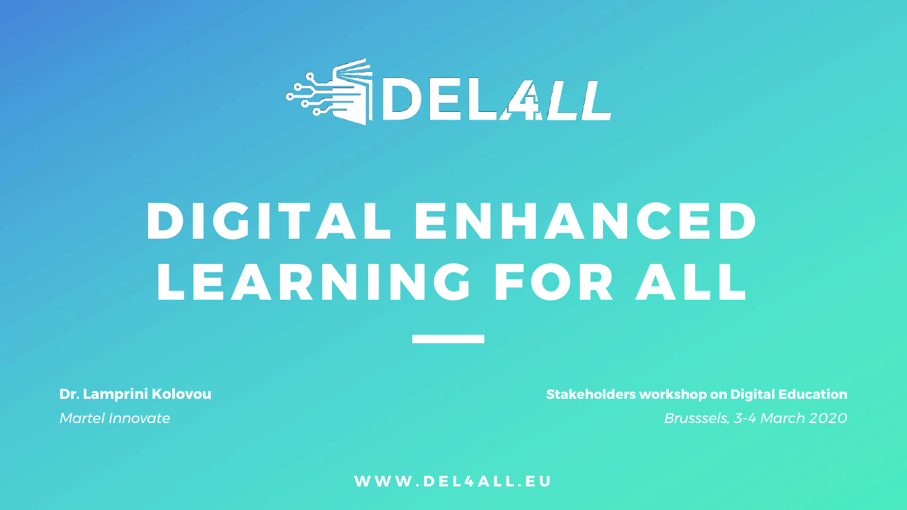DEL4ALL

# DIGITAL ENHANCED LEARNING FOR ALL

**Dr. Lamprini Kolovou**

*Martel Innovate*

**Stakeholders workshop on Digital Education**

*Brusssels, 3-4 March 2020*

**WWW.DEL4ALL.EU**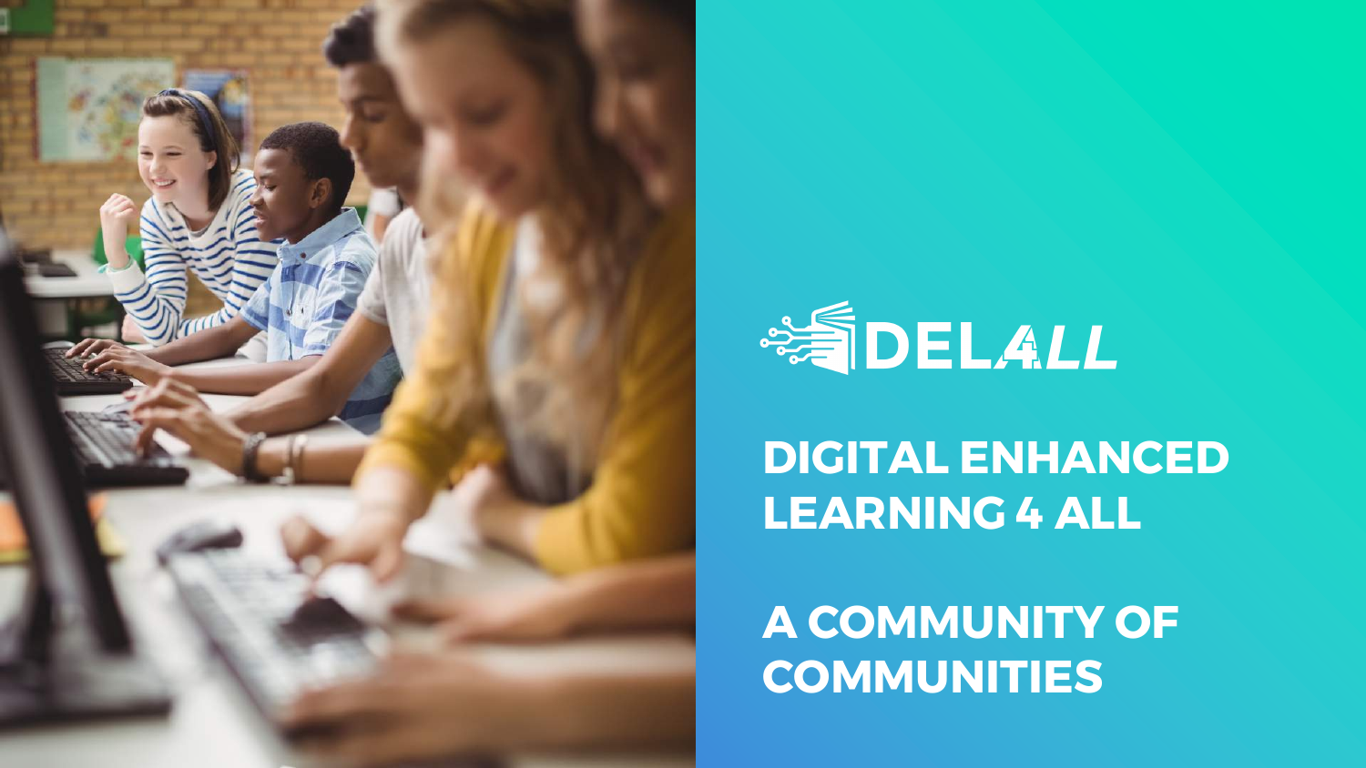# DEL4LL

## DIGITAL ENHANCED LEARNING 4 ALL

## A COMMUNITY OF COMMUNITIES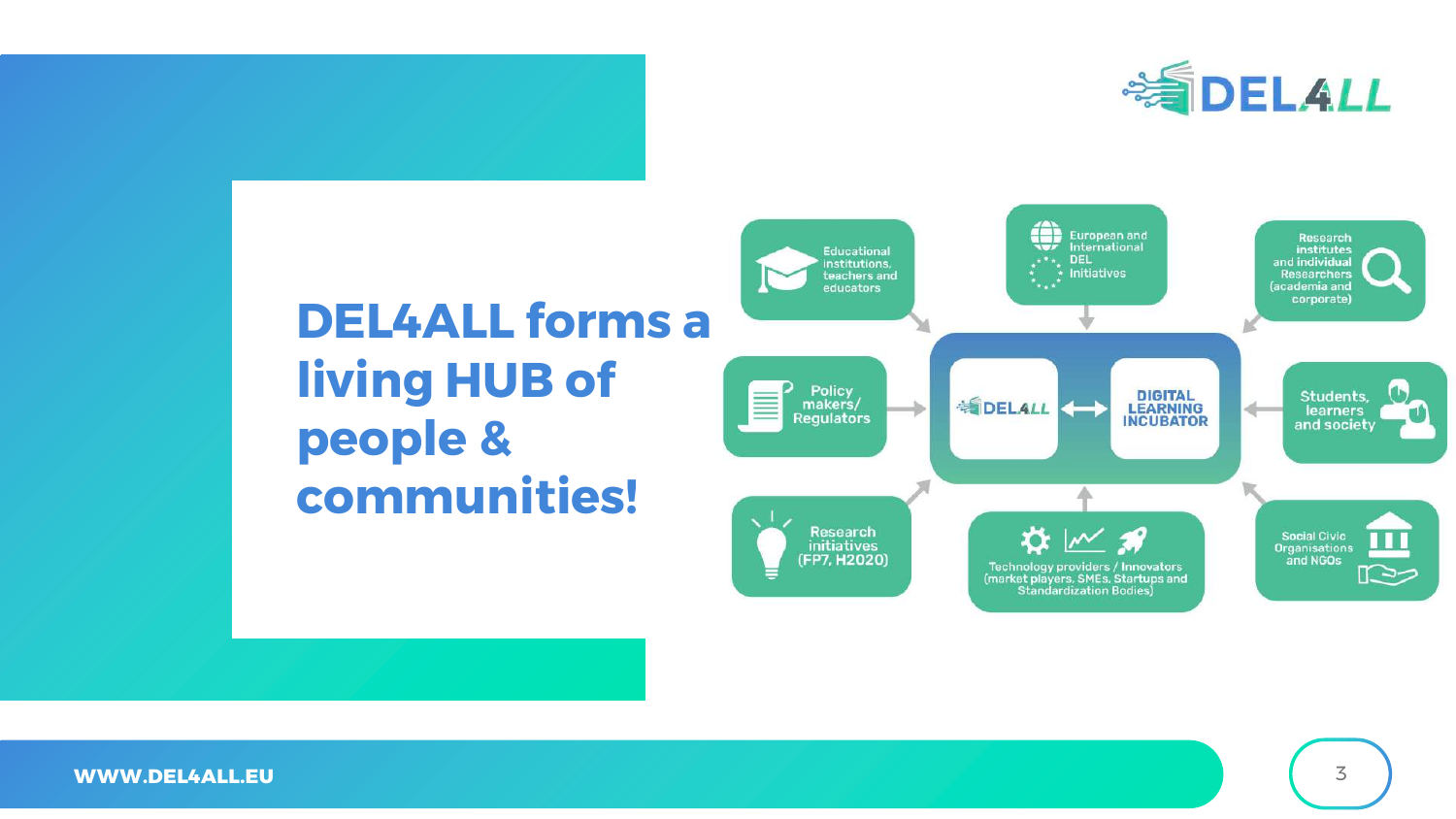# DEL4ALL forms a living HUB of people & communities!

- Educational institutions, teachers and educators
- European and International DEL Initiatives
- Research institutes and individual Researchers (academia and corporate)
- Policy makers/ Regulators
- DEL4ALL ⟷ DIGITAL LEARNING INCUBATOR
- Students, learners and society
- Research initiatives (FP7, H2020)
- Technology providers / Innovators (market players, SMEs, Startups and Standardization Bodies)
- Social Civic Organisations and NGOs

WWW.DEL4ALL.EU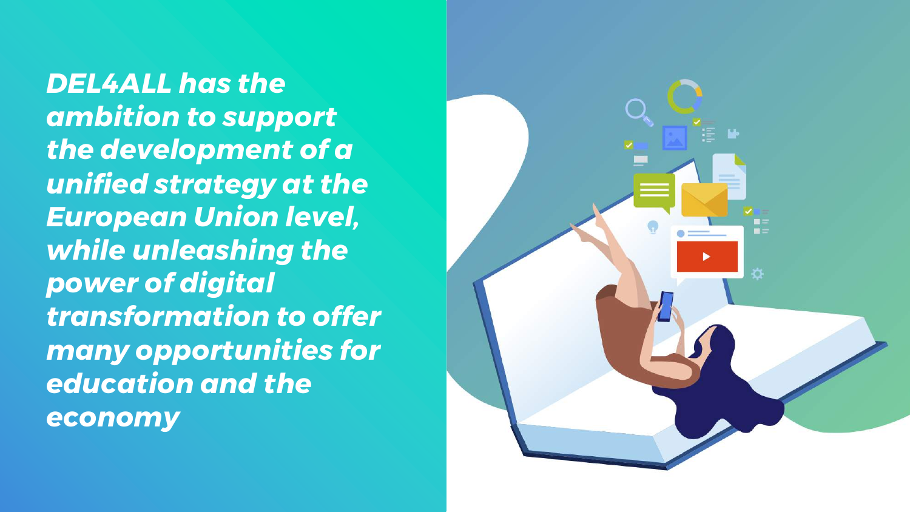***DEL4ALL has the ambition to support the development of a unified strategy at the European Union level, while unleashing the power of digital transformation to offer many opportunities for education and the economy***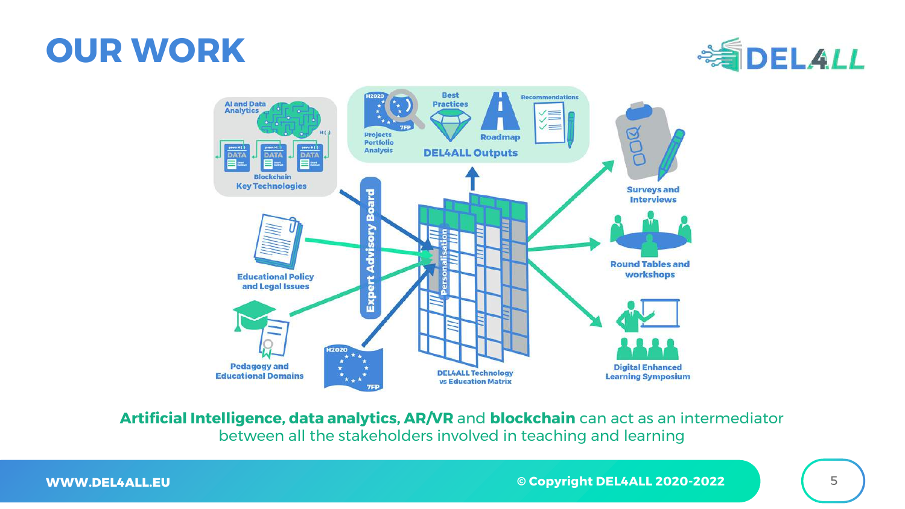# OUR WORK

AI and Data Analytics

Blockchain

Key Technologies

Projects Portfolio Analysis

Best Practices

Roadmap

Recommendations

DEL4ALL Outputs

Expert Advisory Board

Personalisation

Educational Policy and Legal Issues

Pedagogy and Educational Domains

DEL4ALL Technology vs Education Matrix

Surveys and Interviews

Round Tables and workshops

Digital Enhanced Learning Symposium

**Artificial Intelligence**, **data analytics**, **AR/VR** and **blockchain** can act as an intermediator between all the stakeholders involved in teaching and learning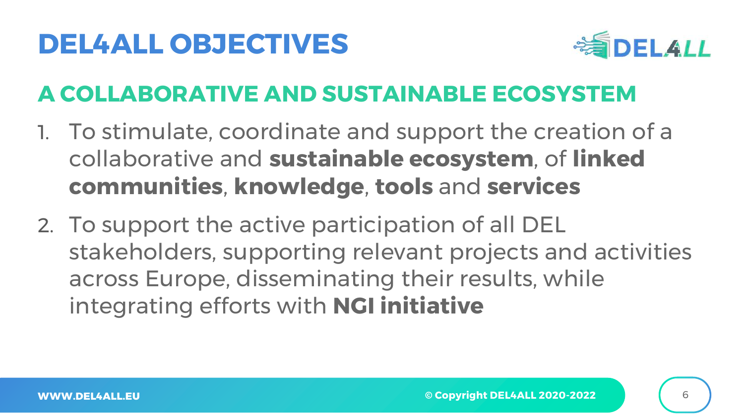# DEL4ALL OBJECTIVES

## A COLLABORATIVE AND SUSTAINABLE ECOSYSTEM

1. To stimulate, coordinate and support the creation of a collaborative and **sustainable ecosystem**, of **linked communities**, **knowledge**, **tools** and **services**
2. To support the active participation of all DEL stakeholders, supporting relevant projects and activities across Europe, disseminating their results, while integrating efforts with **NGI initiative**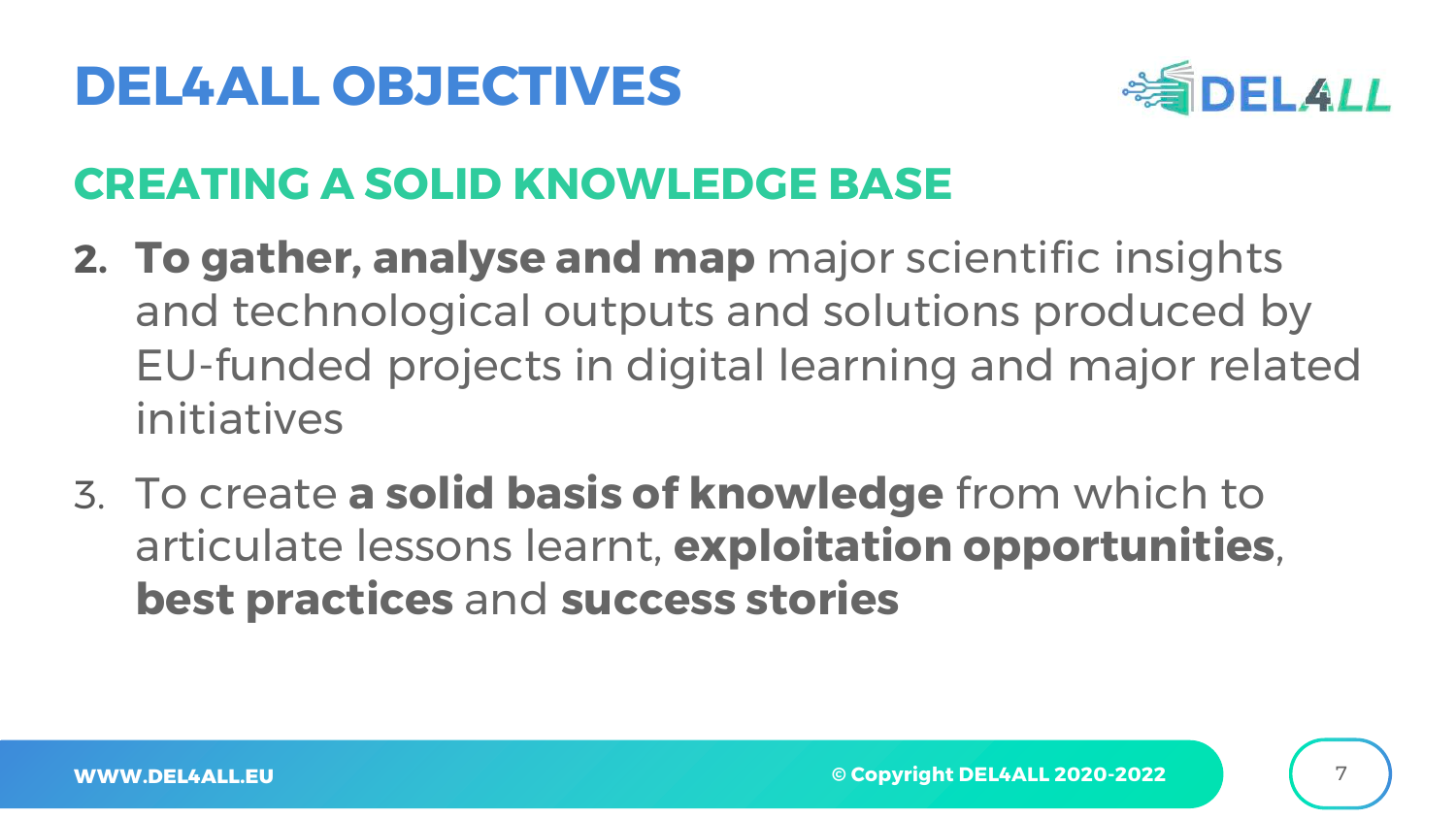# DEL4ALL OBJECTIVES

## CREATING A SOLID KNOWLEDGE BASE

2. **To gather, analyse and map** major scientific insights and technological outputs and solutions produced by EU-funded projects in digital learning and major related initiatives
3. To create **a solid basis of knowledge** from which to articulate lessons learnt, **exploitation opportunities**, **best practices** and **success stories**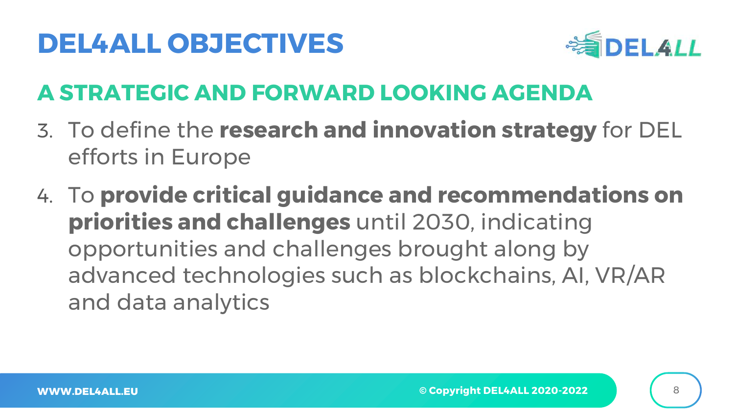# DEL4ALL OBJECTIVES

## A STRATEGIC AND FORWARD LOOKING AGENDA

3. To define the **research and innovation strategy** for DEL efforts in Europe
4. To **provide critical guidance and recommendations on priorities and challenges** until 2030, indicating opportunities and challenges brought along by advanced technologies such as blockchains, AI, VR/AR and data analytics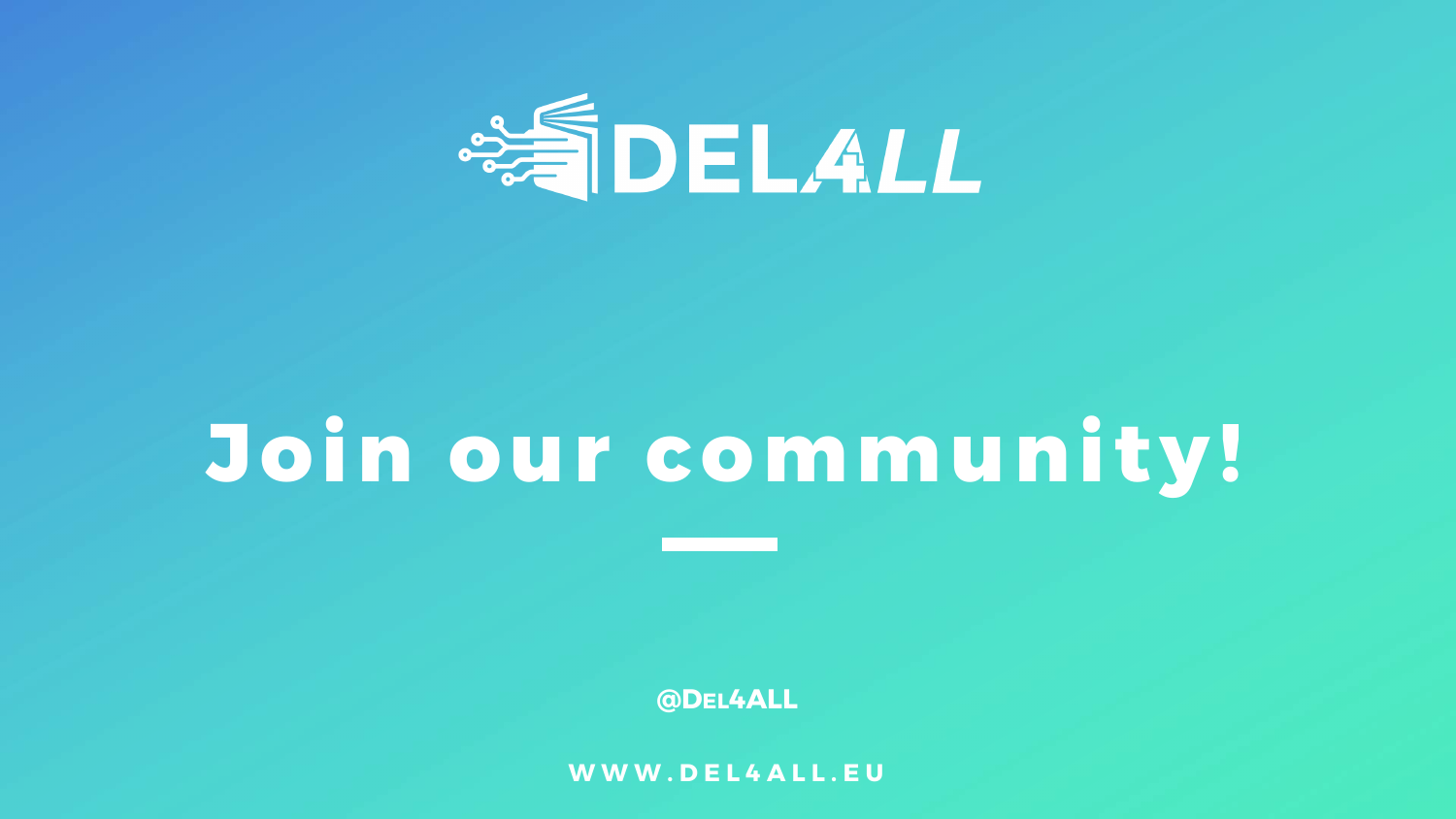DEL4ALL

# Join our community!

@DEL4ALL

WWW.DEL4ALL.EU